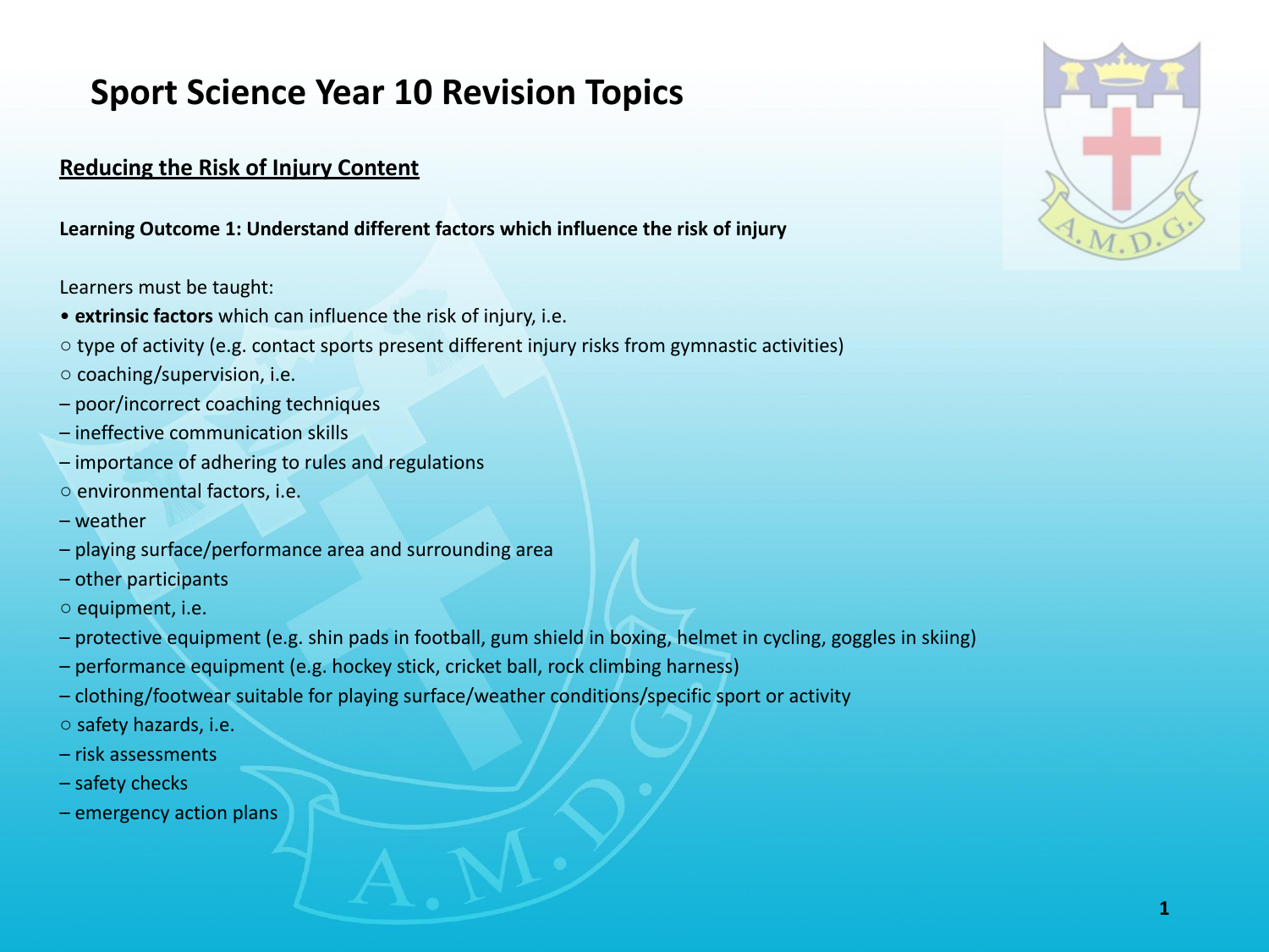# Sport Science Year 10 Revision Topics

## Reducing the Risk of Injury Content

**Learning Outcome 1: Understand different factors which influence the risk of injury**

Learners must be taught:

- **extrinsic factors** which can influence the risk of injury, i.e.
  - type of activity (e.g. contact sports present different injury risks from gymnastic activities)
  - coaching/supervision, i.e.
    - poor/incorrect coaching techniques
    - ineffective communication skills
    - importance of adhering to rules and regulations
  - environmental factors, i.e.
    - weather
    - playing surface/performance area and surrounding area
    - other participants
  - equipment, i.e.
    - protective equipment (e.g. shin pads in football, gum shield in boxing, helmet in cycling, goggles in skiing)
    - performance equipment (e.g. hockey stick, cricket ball, rock climbing harness)
    - clothing/footwear suitable for playing surface/weather conditions/specific sport or activity
  - safety hazards, i.e.
    - risk assessments
    - safety checks
    - emergency action plans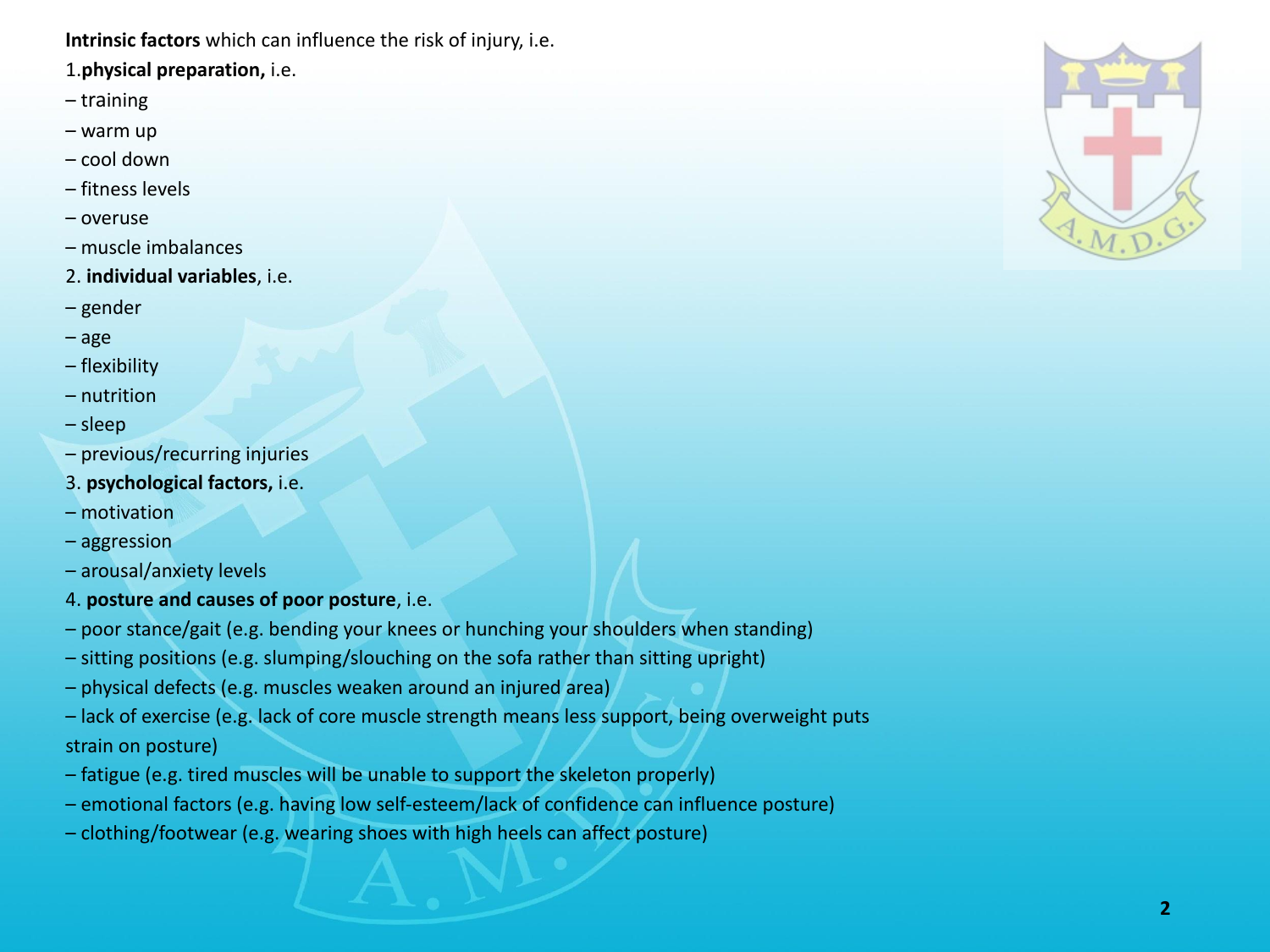**Intrinsic factors** which can influence the risk of injury, i.e.

1. **physical preparation,** i.e.
   - – training
   - – warm up
   - – cool down
   - – fitness levels
   - – overuse
   - – muscle imbalances
2. **individual variables**, i.e.
   - – gender
   - – age
   - – flexibility
   - – nutrition
   - – sleep
   - – previous/recurring injuries
3. **psychological factors,** i.e.
   - – motivation
   - – aggression
   - – arousal/anxiety levels
4. **posture and causes of poor posture**, i.e.
   - – poor stance/gait (e.g. bending your knees or hunching your shoulders when standing)
   - – sitting positions (e.g. slumping/slouching on the sofa rather than sitting upright)
   - – physical defects (e.g. muscles weaken around an injured area)
   - – lack of exercise (e.g. lack of core muscle strength means less support, being overweight puts strain on posture)
   - – fatigue (e.g. tired muscles will be unable to support the skeleton properly)
   - – emotional factors (e.g. having low self-esteem/lack of confidence can influence posture)
   - – clothing/footwear (e.g. wearing shoes with high heels can affect posture)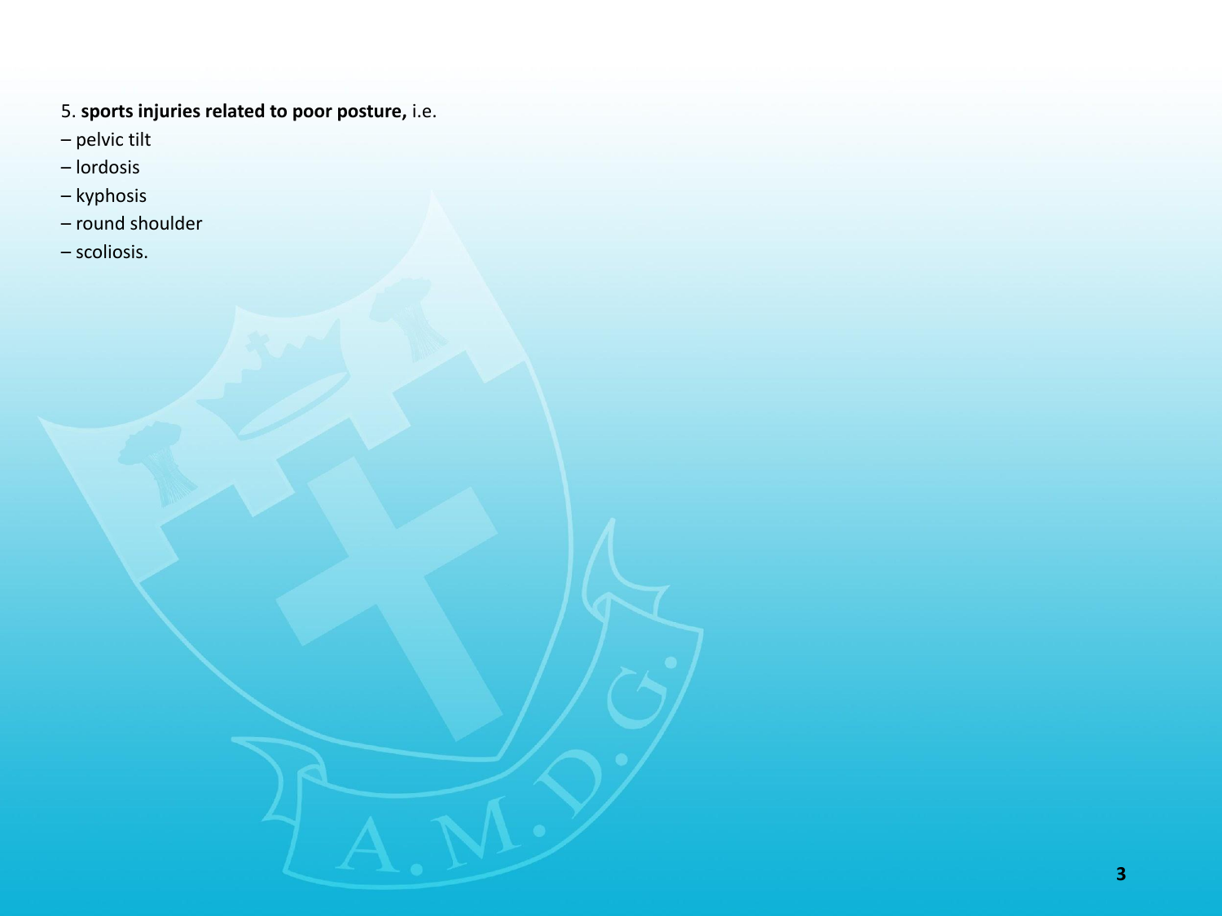5. **sports injuries related to poor posture,** i.e.

– pelvic tilt

– lordosis

– kyphosis

– round shoulder

– scoliosis.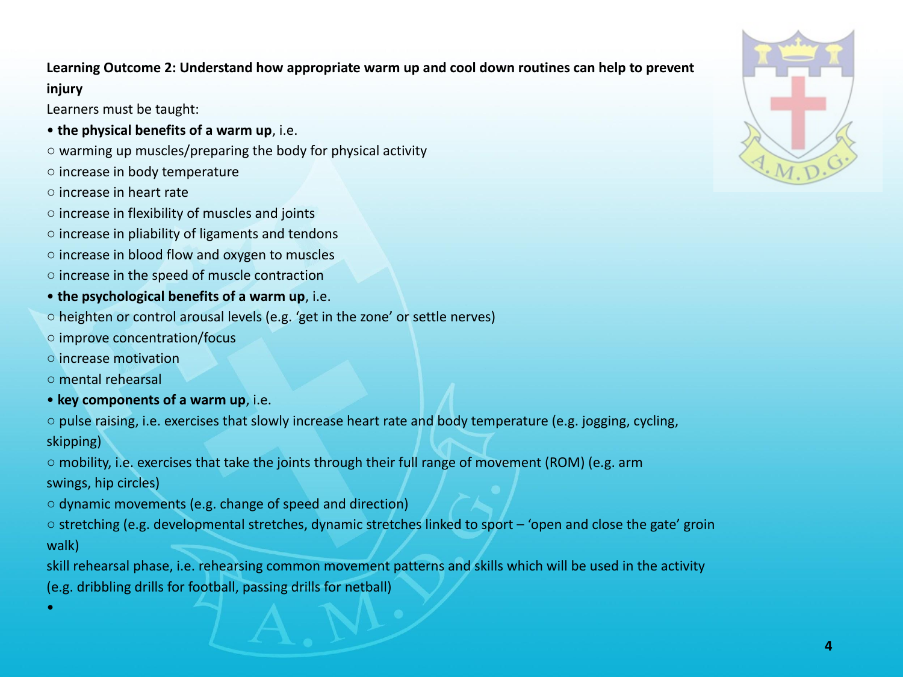**Learning Outcome 2: Understand how appropriate warm up and cool down routines can help to prevent injury**

Learners must be taught:

- **the physical benefits of a warm up**, i.e.
  - warming up muscles/preparing the body for physical activity
  - increase in body temperature
  - increase in heart rate
  - increase in flexibility of muscles and joints
  - increase in pliability of ligaments and tendons
  - increase in blood flow and oxygen to muscles
  - increase in the speed of muscle contraction
- **the psychological benefits of a warm up**, i.e.
  - heighten or control arousal levels (e.g. 'get in the zone' or settle nerves)
  - improve concentration/focus
  - increase motivation
  - mental rehearsal
- **key components of a warm up**, i.e.
  - pulse raising, i.e. exercises that slowly increase heart rate and body temperature (e.g. jogging, cycling, skipping)
  - mobility, i.e. exercises that take the joints through their full range of movement (ROM) (e.g. arm swings, hip circles)
  - dynamic movements (e.g. change of speed and direction)
  - stretching (e.g. developmental stretches, dynamic stretches linked to sport – 'open and close the gate' groin walk)

skill rehearsal phase, i.e. rehearsing common movement patterns and skills which will be used in the activity (e.g. dribbling drills for football, passing drills for netball)

•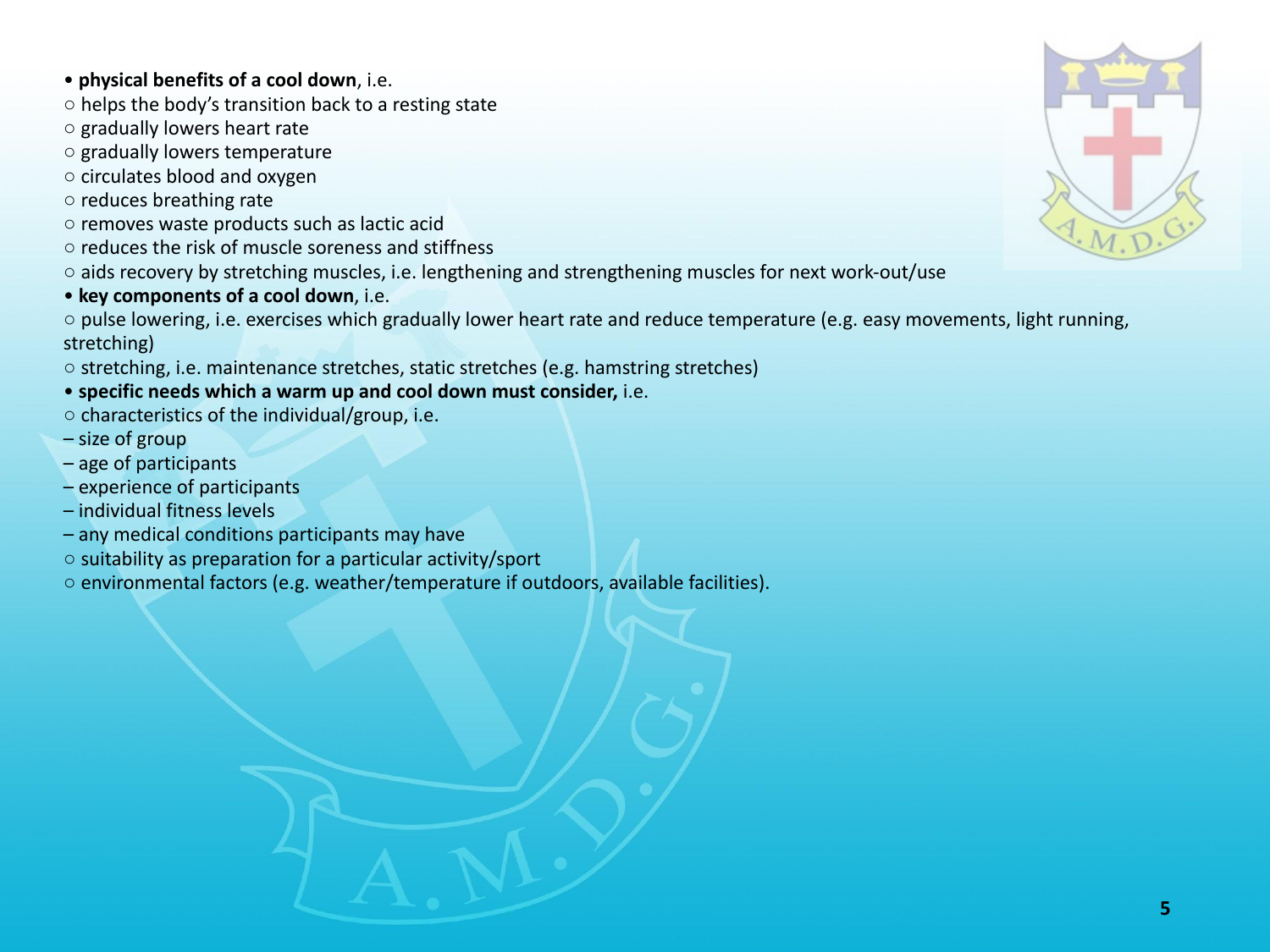- **physical benefits of a cool down**, i.e.
  - helps the body's transition back to a resting state
  - gradually lowers heart rate
  - gradually lowers temperature
  - circulates blood and oxygen
  - reduces breathing rate
  - removes waste products such as lactic acid
  - reduces the risk of muscle soreness and stiffness
  - aids recovery by stretching muscles, i.e. lengthening and strengthening muscles for next work-out/use
- **key components of a cool down**, i.e.
  - pulse lowering, i.e. exercises which gradually lower heart rate and reduce temperature (e.g. easy movements, light running, stretching)
  - stretching, i.e. maintenance stretches, static stretches (e.g. hamstring stretches)
- **specific needs which a warm up and cool down must consider,** i.e.
  - characteristics of the individual/group, i.e.
    - size of group
    - age of participants
    - experience of participants
    - individual fitness levels
    - any medical conditions participants may have
  - suitability as preparation for a particular activity/sport
  - environmental factors (e.g. weather/temperature if outdoors, available facilities).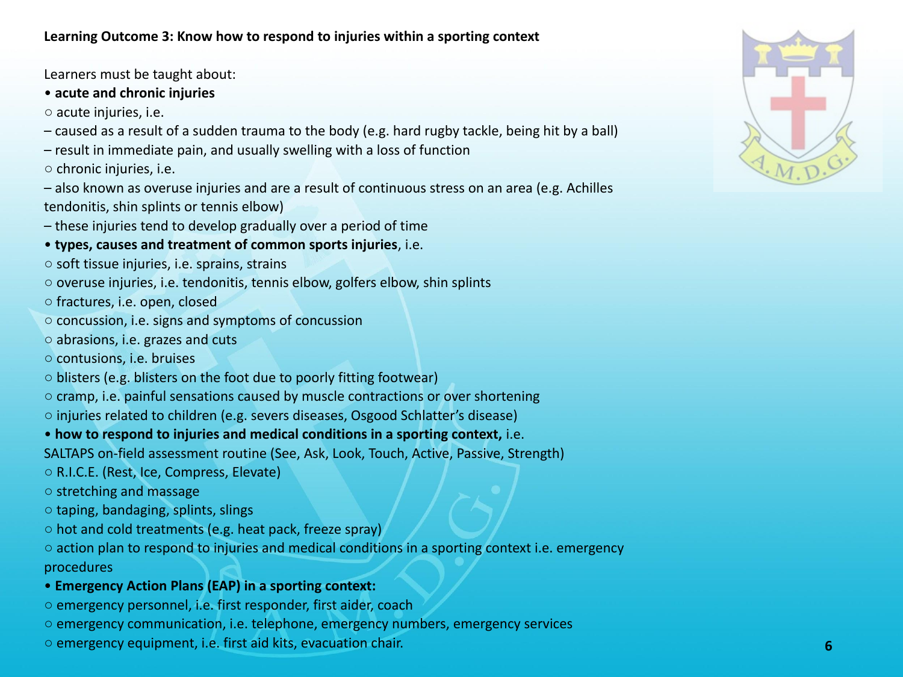**Learning Outcome 3: Know how to respond to injuries within a sporting context**

Learners must be taught about:

- **acute and chronic injuries**
  - acute injuries, i.e.
    - – caused as a result of a sudden trauma to the body (e.g. hard rugby tackle, being hit by a ball)
    - – result in immediate pain, and usually swelling with a loss of function
  - chronic injuries, i.e.
    - – also known as overuse injuries and are a result of continuous stress on an area (e.g. Achilles tendonitis, shin splints or tennis elbow)
    - – these injuries tend to develop gradually over a period of time
- **types, causes and treatment of common sports injuries**, i.e.
  - soft tissue injuries, i.e. sprains, strains
  - overuse injuries, i.e. tendonitis, tennis elbow, golfers elbow, shin splints
  - fractures, i.e. open, closed
  - concussion, i.e. signs and symptoms of concussion
  - abrasions, i.e. grazes and cuts
  - contusions, i.e. bruises
  - blisters (e.g. blisters on the foot due to poorly fitting footwear)
  - cramp, i.e. painful sensations caused by muscle contractions or over shortening
  - injuries related to children (e.g. severs diseases, Osgood Schlatter's disease)
- **how to respond to injuries and medical conditions in a sporting context,** i.e. SALTAPS on-field assessment routine (See, Ask, Look, Touch, Active, Passive, Strength)
  - R.I.C.E. (Rest, Ice, Compress, Elevate)
  - stretching and massage
  - taping, bandaging, splints, slings
  - hot and cold treatments (e.g. heat pack, freeze spray)
  - action plan to respond to injuries and medical conditions in a sporting context i.e. emergency procedures
- **Emergency Action Plans (EAP) in a sporting context:**
  - emergency personnel, i.e. first responder, first aider, coach
  - emergency communication, i.e. telephone, emergency numbers, emergency services
  - emergency equipment, i.e. first aid kits, evacuation chair.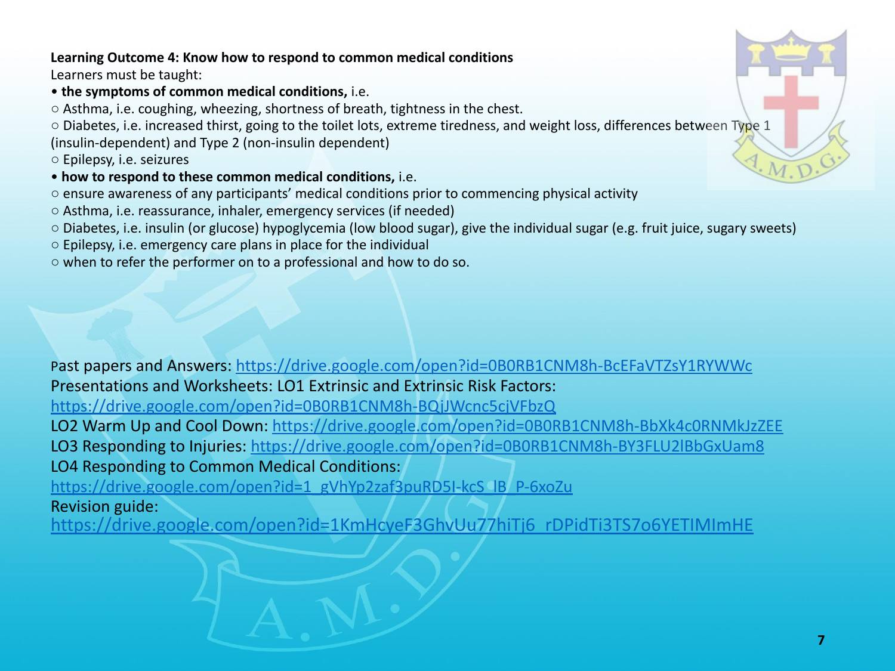**Learning Outcome 4: Know how to respond to common medical conditions**

Learners must be taught:

- **the symptoms of common medical conditions,** i.e.
  - ○ Asthma, i.e. coughing, wheezing, shortness of breath, tightness in the chest.
  - ○ Diabetes, i.e. increased thirst, going to the toilet lots, extreme tiredness, and weight loss, differences between Type 1 (insulin-dependent) and Type 2 (non-insulin dependent)
  - ○ Epilepsy, i.e. seizures
- **how to respond to these common medical conditions,** i.e.
  - ○ ensure awareness of any participants' medical conditions prior to commencing physical activity
  - ○ Asthma, i.e. reassurance, inhaler, emergency services (if needed)
  - ○ Diabetes, i.e. insulin (or glucose) hypoglycemia (low blood sugar), give the individual sugar (e.g. fruit juice, sugary sweets)
  - ○ Epilepsy, i.e. emergency care plans in place for the individual
  - ○ when to refer the performer on to a professional and how to do so.

Past papers and Answers: https://drive.google.com/open?id=0B0RB1CNM8h-BcEFaVTZsY1RYWWc

Presentations and Worksheets: LO1 Extrinsic and Extrinsic Risk Factors: https://drive.google.com/open?id=0B0RB1CNM8h-BQjJWcnc5cjVFbzQ

LO2 Warm Up and Cool Down: https://drive.google.com/open?id=0B0RB1CNM8h-BbXk4c0RNMkJzZEE

LO3 Responding to Injuries: https://drive.google.com/open?id=0B0RB1CNM8h-BY3FLU2lBbGxUam8

LO4 Responding to Common Medical Conditions: https://drive.google.com/open?id=1_gVhYp2zaf3puRD5I-kcS_lB_P-6xoZu

Revision guide: https://drive.google.com/open?id=1KmHcyeF3GhvUu77hiTj6_rDPidTi3TS7o6YETIMImHE